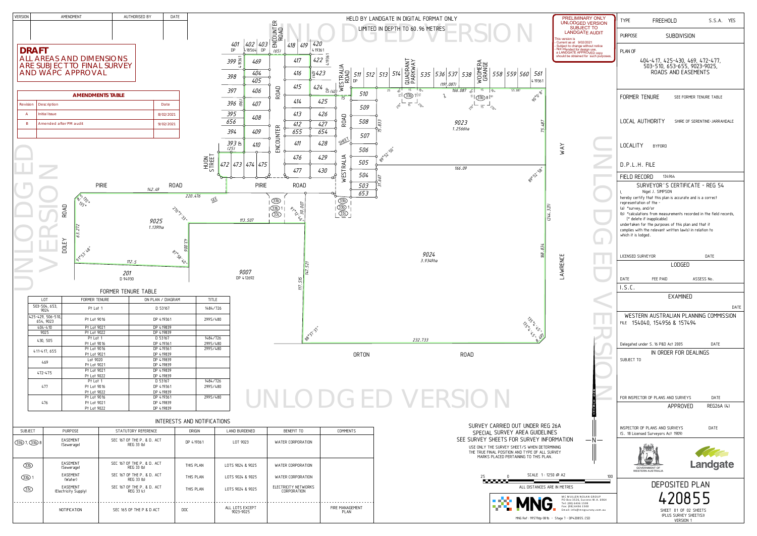| VERSION | AMENDMENT | AUTHORISED BY | DATE |
|---|---|---|---|
| | | | |

**DRAFT**
ALL AREAS AND DIMENSIONS ARE SUBJECT TO FINAL SURVEY AND WAPC APPROVAL

**AMENDMENTS TABLE**

| Revision | Description | Date |
|---|---|---|
| A | Initial Issue | 8/02/2021 |
| B | Amended after PM audit | 9/02/2021 |

HELD BY LANDGATE IN DIGITAL FORMAT ONLY
LIMITED IN DEPTH TO 60.96 METRES

PRELIMINARY ONLY
UNLODGED VERSION
SUBJECT TO LANDGATE AUDIT
This version is
- Current as at 9/02/2021
- Subject to change without notice
- Not intended for design use, a LANDGATE APPROVED copy should be obtained for such purposes.

UNLODGED VERSION

| TYPE | FREEHOLD | S.S.A. YES |
|---|---|---|
| PURPOSE | SUBDIVISION | |

PLAN OF
404-417, 425-430, 469, 472-477, 503-510, 653-655, 9023-9025, ROADS AND EASEMENTS

FORMER TENURE — SEE FORMER TENURE TABLE

LOCAL AUTHORITY — SHIRE OF SERENTINE-JARRAHDALE

LOCALITY — BYFORD

D.P.L.H. FILE

FIELD RECORD 134964

SURVEYOR'S CERTIFICATE - REG 54

I, Nigel J. SIMPSON
hereby certify that this plan is accurate and is a correct representation of the -
(a) *survey, and/or
(b) *calculations from measurements recorded in the field records,
(* delete if inapplicable)
undertaken for the purposes of this plan and that it complies with the relevant written law(s) in relation to which it is lodged.

LICENSED SURVEYOR — DATE

LODGED

DATE — FEE PAID — ASSESS No.

I.S.C.

EXAMINED — DATE

WESTERN AUSTRALIAN PLANNING COMMISSION
FILE 154040, 154956 & 157494

Delegated under S.16 P&D Act 2005 — DATE

IN ORDER FOR DEALINGS

SUBJECT TO

FOR INSPECTOR OF PLANS AND SURVEYS — DATE

APPROVED REG26A (4)

INSPECTOR OF PLANS AND SURVEYS (S. 18 Licensed Surveyors Act 1909) — DATE

GOVERNMENT OF WESTERN AUSTRALIA — Landgate

DEPOSITED PLAN
420855
SHEET 01 OF 02 SHEETS (PLUS SURVEY SHEET(S))
VERSION 1

**FORMER TENURE TABLE**

| LOT | FORMER TENURE | ON PLAN / DIAGRAM | TITLE |
|---|---|---|---|
| 503-504, 653, 9024 | Pt Lot 1 | D 53167 | 1484/726 |
| 425-429, 506-510, 654, 9023 | Pt Lot 9016 | DP 419361 | 2995/480 |
| 404-410 | Pt Lot 9021 | DP 419839 | |
| 9025 | Pt Lot 9022 | DP 419839 | |
| 430, 505 | Pt Lot 1<br>Pt Lot 9016 | D 53167<br>DP 419361 | 1484/726<br>2995/480 |
| 411-417, 655 | Pt Lot 9016<br>Pt Lot 9021 | DP 419361<br>DP 419839 | 2995/480 |
| 469 | Lot 9020<br>Pt Lot 9021 | DP 419839<br>DP 419839 | |
| 472-475 | Pt Lot 9021<br>Pt Lot 9022 | DP 419839<br>DP 419839 | |
| 477 | Pt Lot 1<br>Pt Lot 9016<br>Pt Lot 9022 | D 53167<br>DP 419361<br>DP 419839 | 1484/726<br>2995/480 |
| 476 | Pt Lot 9016<br>Pt Lot 9021<br>Pt Lot 9022 | DP 419361<br>DP 419839<br>DP 419839 | 2995/480 |

**INTERESTS AND NOTIFICATIONS**

| SUBJECT | PURPOSE | STATUTORY REFERENCE | ORIGIN | LAND BURDENED | BENEFIT TO | COMMENTS |
|---|---|---|---|---|---|---|
| 33b 7, 33b 8 | EASEMENT (Sewerage) | SEC 167 OF THE P. & D. ACT REG 33 (b) | DP 419361 | LOT 9023 | WATER CORPORATION | |
| 33b | EASEMENT (Sewerage) | SEC 167 OF THE P. & D. ACT REG 33 (b) | THIS PLAN | LOTS 9024 & 9025 | WATER CORPORATION | |
| 33b 1 | EASEMENT (Water) | SEC 167 OF THE P. & D. ACT REG 33 (b) | THIS PLAN | LOTS 9024 & 9025 | WATER CORPORATION | |
| 33c | EASEMENT (Electricity Supply) | SEC 167 OF THE P. & D. ACT REG 33 (c) | THIS PLAN | LOTS 9024 & 9025 | ELECTRICITY NETWORKS CORPORATION | |
| | NOTIFICATION | SEC 165 OF THE P & D ACT | DOC | ALL LOTS EXCEPT 9023-9025 | | FIRE MANAGEMENT PLAN |

SURVEY CARRIED OUT UNDER REG 26A SPECIAL SURVEY AREA GUIDELINES
SEE SURVEY SHEETS FOR SURVEY INFORMATION
USE ONLY THE SURVEY SHEET/S WHEN DETERMINING THE TRUE FINAL POSITION AND TYPE OF ALL SURVEY MARKS PLACED PERTAINING TO THIS PLAN.

SCALE 1:1250 @ A2
ALL DISTANCES ARE IN METRES

MC MULLEN NOLAN GROUP
PO Box 3526, Success W.A. 6964
Tel: (08) 6436 1599
Fax: (08) 6436 1500
Email: info@mngsurvey.com.au

MNG Ref: 99579dp-081b - Stage 7 - DP420855.CSD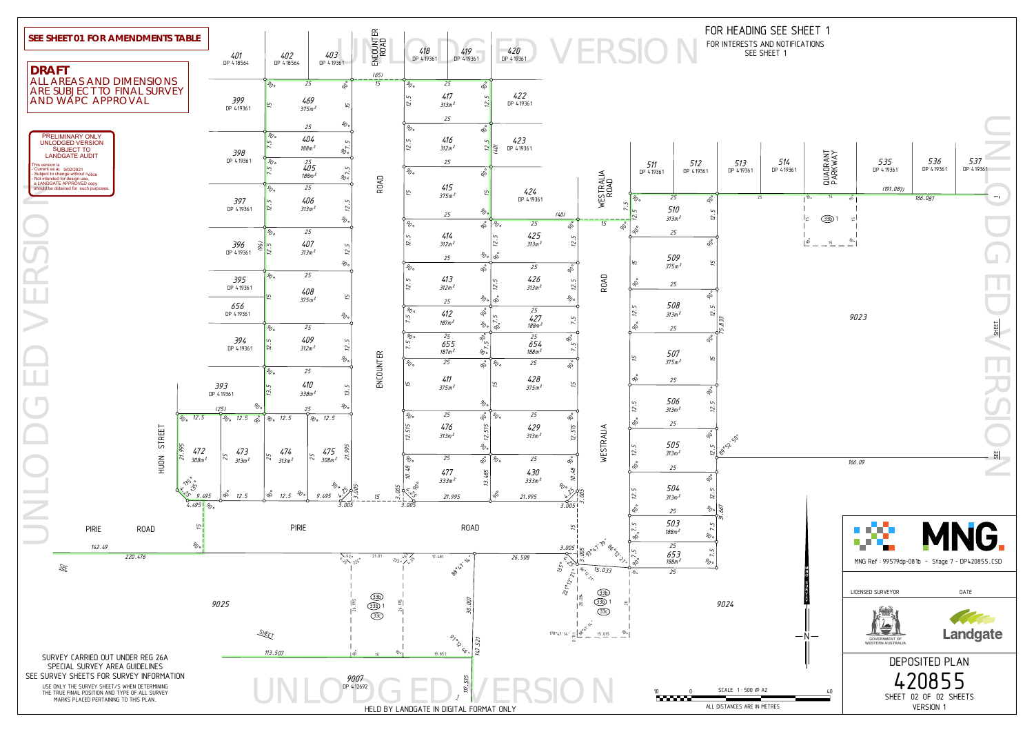**SEE SHEET 01 FOR AMENDMENTS TABLE**

**DRAFT**
ALL AREAS AND DIMENSIONS ARE SUBJECT TO FINAL SURVEY AND WAPC APPROVAL

PRELIMINARY ONLY
UNLODGED VERSION
SUBJECT TO
LANDGATE AUDIT

This version is
- Current as at 9/02/2021
- Subject to change without notice
- Not intended for design use,
a LANDGATE APPROVED copy should be obtained for such purposes.

FOR HEADING SEE SHEET 1
FOR INTERESTS AND NOTIFICATIONS SEE SHEET 1

UNLODGED VERSION

| Lot | Area |
|---|---|
| 404 | 188m² |
| 405 | 188m² |
| 406 | 313m² |
| 407 | 313m² |
| 408 | 375m² |
| 409 | 312m² |
| 410 | 338m² |
| 411 | 375m² |
| 412 | 187m² |
| 413 | 312m² |
| 414 | 312m² |
| 415 | 375m² |
| 416 | 312m² |
| 417 | 313m² |
| 425 | 313m² |
| 426 | 313m² |
| 427 | 188m² |
| 428 | 375m² |
| 429 | 313m² |
| 430 | 333m² |
| 469 | 375m² |
| 472 | 308m² |
| 473 | 313m² |
| 474 | 313m² |
| 475 | 308m² |
| 476 | 313m² |
| 477 | 333m² |
| 503 | 188m² |
| 504 | 313m² |
| 505 | 313m² |
| 506 | 313m² |
| 507 | 375m² |
| 508 | 313m² |
| 509 | 375m² |
| 510 | 313m² |
| 653 | 188m² |
| 654 | 188m² |
| 655 | 187m² |

Adjoining lots: 393–399, 656 DP 419361; 401, 402 DP 418564; 403 DP 419361; 418, 419, 420, 422, 423, 424 DP 419361; 511, 512, 513, 514, 535, 536, 537 DP 419361; 9007 DP 412692; 9023; 9024; 9025.

Roads: ENCOUNTER ROAD, HUON STREET, PIRIE ROAD, WESTRALIA ROAD, QUADRANT PARKWAY.

Easements: 33b, 33c.

SURVEY CARRIED OUT UNDER REG 26A SPECIAL SURVEY AREA GUIDELINES
SEE SURVEY SHEETS FOR SURVEY INFORMATION
USE ONLY THE SURVEY SHEET/S WHEN DETERMINING THE TRUE FINAL POSITION AND TYPE OF ALL SURVEY MARKS PLACED PERTAINING TO THIS PLAN.

HELD BY LANDGATE IN DIGITAL FORMAT ONLY

SCALE 1 : 500 @ A2
ALL DISTANCES ARE IN METRES

MNG Ref : 99579dp-081b - Stage 7 - DP420855.CSD

LICENSED SURVEYOR | DATE

GOVERNMENT OF WESTERN AUSTRALIA
Landgate

DEPOSITED PLAN
420855
SHEET 02 OF 02 SHEETS
VERSION 1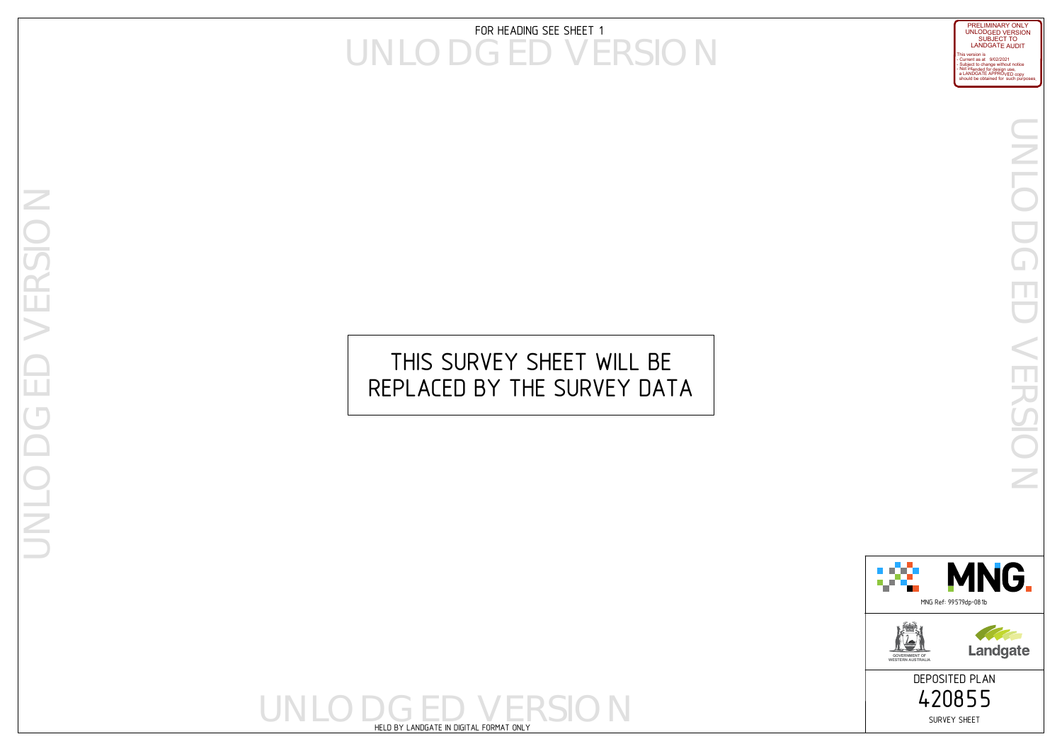FOR HEADING SEE SHEET 1

UNLODGED VERSION

PRELIMINARY ONLY
UNLODGED VERSION
SUBJECT TO
LANDGATE AUDIT

This version is
- Current as at 9/02/2021
- Subject to change without notice
- Not intended for design use,
a LANDGATE APPROVED copy
should be obtained for such purposes

THIS SURVEY SHEET WILL BE
REPLACED BY THE SURVEY DATA

MNG.

MNG Ref: 99579dp-081b

GOVERNMENT OF
WESTERN AUSTRALIA

Landgate

DEPOSITED PLAN
420855
SURVEY SHEET

HELD BY LANDGATE IN DIGITAL FORMAT ONLY